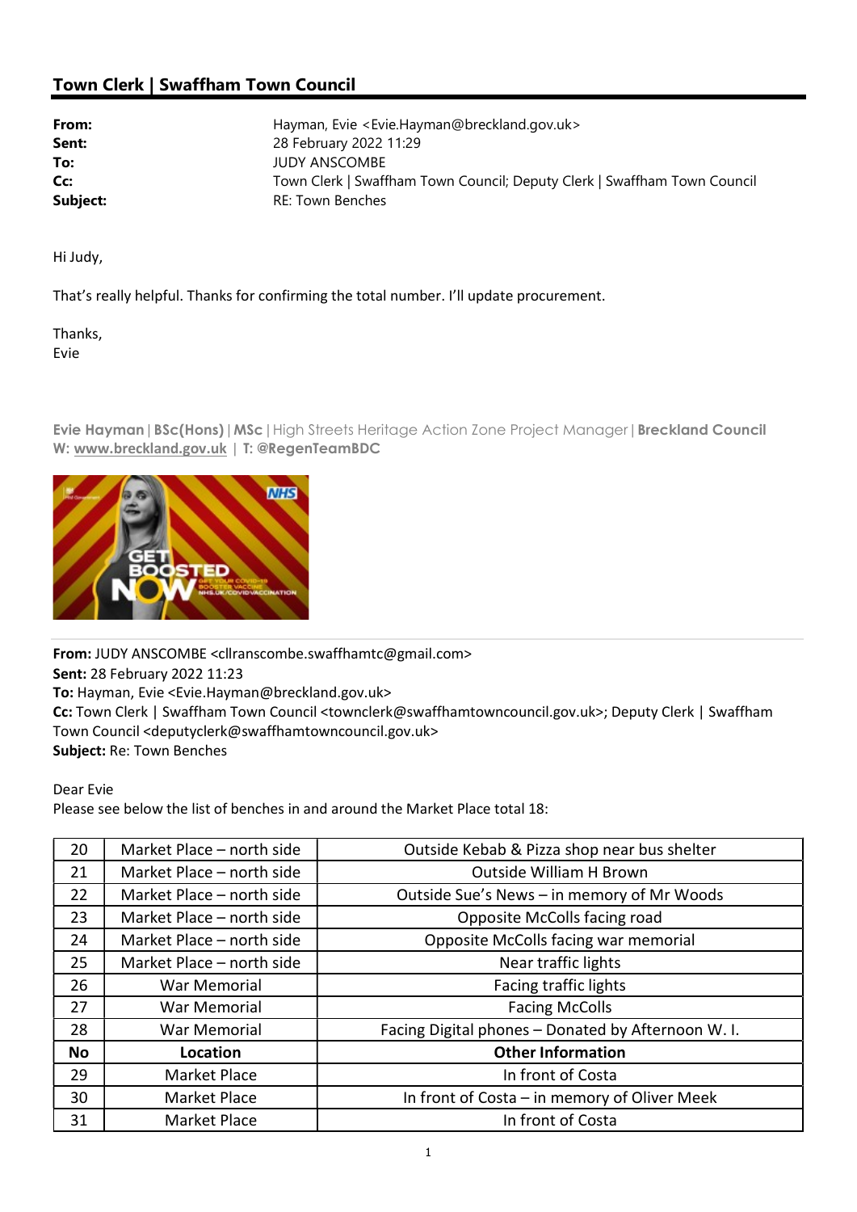## Town Clerk | Swaffham Town Council

| | |
|---|---|
| **From:** | Hayman, Evie <Evie.Hayman@breckland.gov.uk> |
| **Sent:** | 28 February 2022 11:29 |
| **To:** | JUDY ANSCOMBE |
| **Cc:** | Town Clerk \| Swaffham Town Council; Deputy Clerk \| Swaffham Town Council |
| **Subject:** | RE: Town Benches |

Hi Judy,

That's really helpful. Thanks for confirming the total number. I'll update procurement.

Thanks,
Evie

**Evie Hayman** | **BSc(Hons)** | **MSc** | High Streets Heritage Action Zone Project Manager | **Breckland Council**
**W:** www.breckland.gov.uk | **T: @RegenTeamBDC**

---

**From:** JUDY ANSCOMBE <cllranscombe.swaffhamtc@gmail.com>
**Sent:** 28 February 2022 11:23
**To:** Hayman, Evie <Evie.Hayman@breckland.gov.uk>
**Cc:** Town Clerk | Swaffham Town Council <townclerk@swaffhamtowncouncil.gov.uk>; Deputy Clerk | Swaffham Town Council <deputyclerk@swaffhamtowncouncil.gov.uk>
**Subject:** Re: Town Benches

Dear Evie
Please see below the list of benches in and around the Market Place total 18:

| 20 | Market Place – north side | Outside Kebab & Pizza shop near bus shelter |
|---|---|---|
| 21 | Market Place – north side | Outside William H Brown |
| 22 | Market Place – north side | Outside Sue's News – in memory of Mr Woods |
| 23 | Market Place – north side | Opposite McColls facing road |
| 24 | Market Place – north side | Opposite McColls facing war memorial |
| 25 | Market Place – north side | Near traffic lights |
| 26 | War Memorial | Facing traffic lights |
| 27 | War Memorial | Facing McColls |
| 28 | War Memorial | Facing Digital phones – Donated by Afternoon W. I. |
| **No** | **Location** | **Other Information** |
| 29 | Market Place | In front of Costa |
| 30 | Market Place | In front of Costa – in memory of Oliver Meek |
| 31 | Market Place | In front of Costa |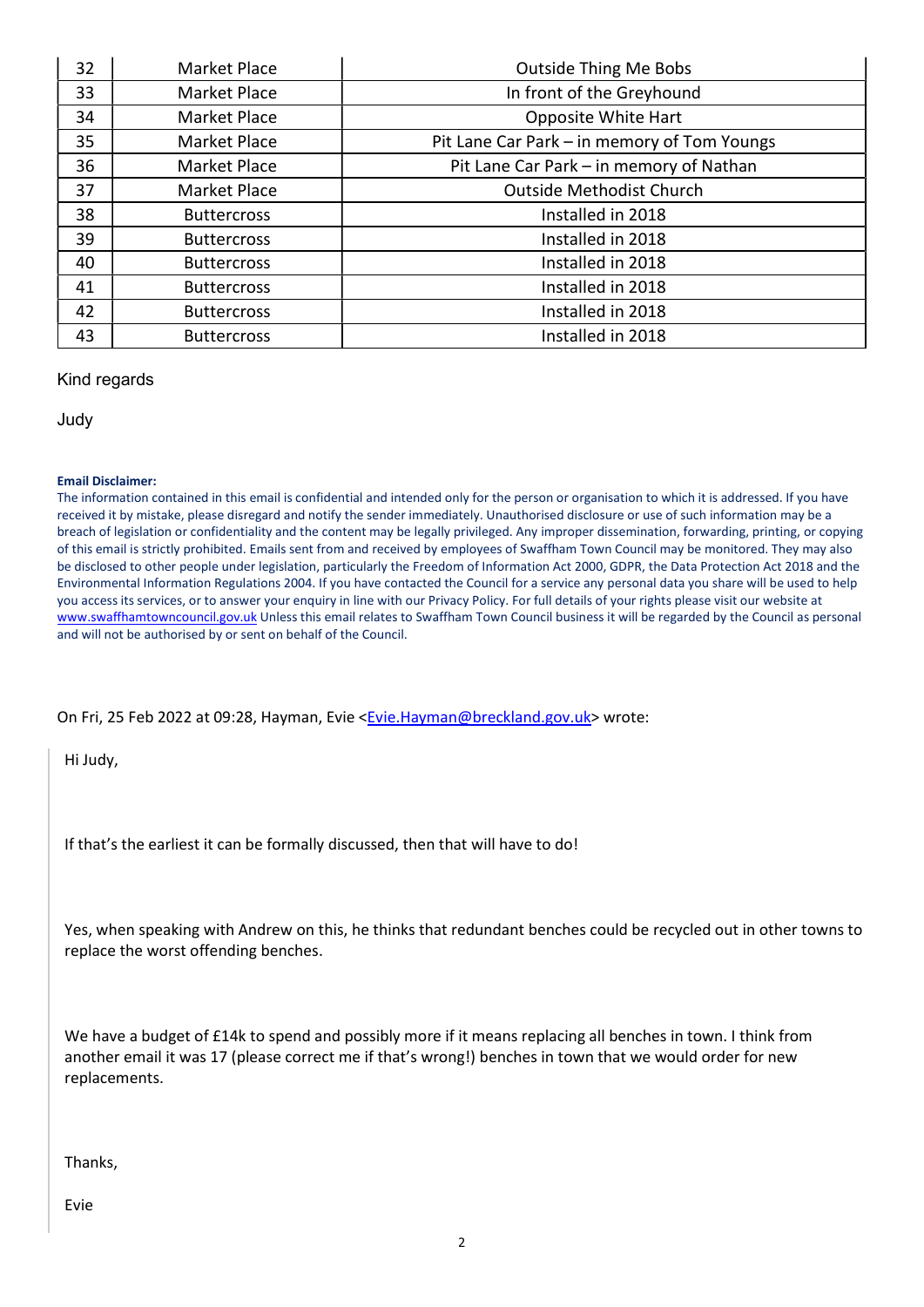| 32 | Market Place | Outside Thing Me Bobs |
|---|---|---|
| 33 | Market Place | In front of the Greyhound |
| 34 | Market Place | Opposite White Hart |
| 35 | Market Place | Pit Lane Car Park – in memory of Tom Youngs |
| 36 | Market Place | Pit Lane Car Park – in memory of Nathan |
| 37 | Market Place | Outside Methodist Church |
| 38 | Buttercross | Installed in 2018 |
| 39 | Buttercross | Installed in 2018 |
| 40 | Buttercross | Installed in 2018 |
| 41 | Buttercross | Installed in 2018 |
| 42 | Buttercross | Installed in 2018 |
| 43 | Buttercross | Installed in 2018 |

Kind regards

Judy

**Email Disclaimer:**
The information contained in this email is confidential and intended only for the person or organisation to which it is addressed. If you have received it by mistake, please disregard and notify the sender immediately. Unauthorised disclosure or use of such information may be a breach of legislation or confidentiality and the content may be legally privileged. Any improper dissemination, forwarding, printing, or copying of this email is strictly prohibited. Emails sent from and received by employees of Swaffham Town Council may be monitored. They may also be disclosed to other people under legislation, particularly the Freedom of Information Act 2000, GDPR, the Data Protection Act 2018 and the Environmental Information Regulations 2004. If you have contacted the Council for a service any personal data you share will be used to help you access its services, or to answer your enquiry in line with our Privacy Policy. For full details of your rights please visit our website at www.swaffhamtowncouncil.gov.uk Unless this email relates to Swaffham Town Council business it will be regarded by the Council as personal and will not be authorised by or sent on behalf of the Council.

On Fri, 25 Feb 2022 at 09:28, Hayman, Evie <Evie.Hayman@breckland.gov.uk> wrote:

> Hi Judy,
>
> If that's the earliest it can be formally discussed, then that will have to do!
>
> Yes, when speaking with Andrew on this, he thinks that redundant benches could be recycled out in other towns to replace the worst offending benches.
>
> We have a budget of £14k to spend and possibly more if it means replacing all benches in town. I think from another email it was 17 (please correct me if that's wrong!) benches in town that we would order for new replacements.
>
> Thanks,
>
> Evie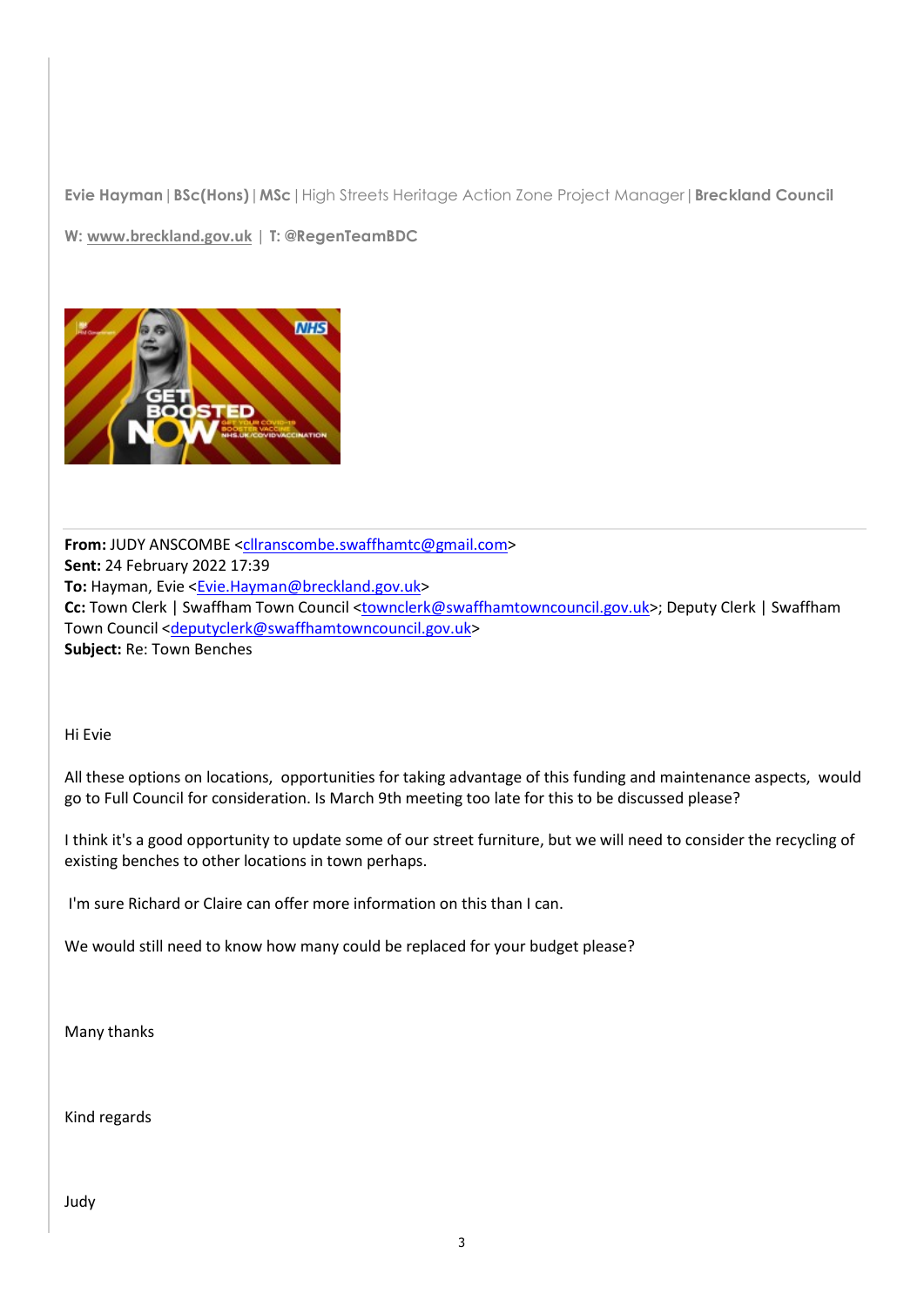**Evie Hayman** | **BSc(Hons)** | **MSc** | High Streets Heritage Action Zone Project Manager | **Breckland Council**

**W: www.breckland.gov.uk** | **T: @RegenTeamBDC**

---

**From:** JUDY ANSCOMBE <cllranscombe.swaffhamtc@gmail.com>
**Sent:** 24 February 2022 17:39
**To:** Hayman, Evie <Evie.Hayman@breckland.gov.uk>
**Cc:** Town Clerk | Swaffham Town Council <townclerk@swaffhamtowncouncil.gov.uk>; Deputy Clerk | Swaffham Town Council <deputyclerk@swaffhamtowncouncil.gov.uk>
**Subject:** Re: Town Benches

Hi Evie

All these options on locations, opportunities for taking advantage of this funding and maintenance aspects, would go to Full Council for consideration. Is March 9th meeting too late for this to be discussed please?

I think it's a good opportunity to update some of our street furniture, but we will need to consider the recycling of existing benches to other locations in town perhaps.

I'm sure Richard or Claire can offer more information on this than I can.

We would still need to know how many could be replaced for your budget please?

Many thanks

Kind regards

Judy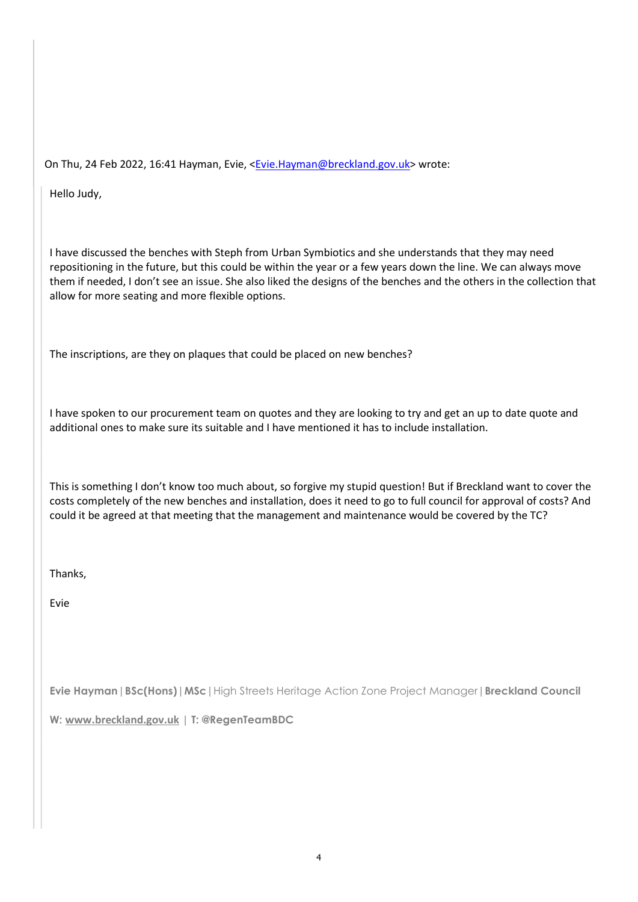On Thu, 24 Feb 2022, 16:41 Hayman, Evie, <Evie.Hayman@breckland.gov.uk> wrote:

Hello Judy,

I have discussed the benches with Steph from Urban Symbiotics and she understands that they may need repositioning in the future, but this could be within the year or a few years down the line. We can always move them if needed, I don't see an issue. She also liked the designs of the benches and the others in the collection that allow for more seating and more flexible options.

The inscriptions, are they on plaques that could be placed on new benches?

I have spoken to our procurement team on quotes and they are looking to try and get an up to date quote and additional ones to make sure its suitable and I have mentioned it has to include installation.

This is something I don't know too much about, so forgive my stupid question! But if Breckland want to cover the costs completely of the new benches and installation, does it need to go to full council for approval of costs? And could it be agreed at that meeting that the management and maintenance would be covered by the TC?

Thanks,

Evie

**Evie Hayman** | **BSc(Hons)** | **MSc** | High Streets Heritage Action Zone Project Manager | **Breckland Council**

**W: www.breckland.gov.uk** | **T: @RegenTeamBDC**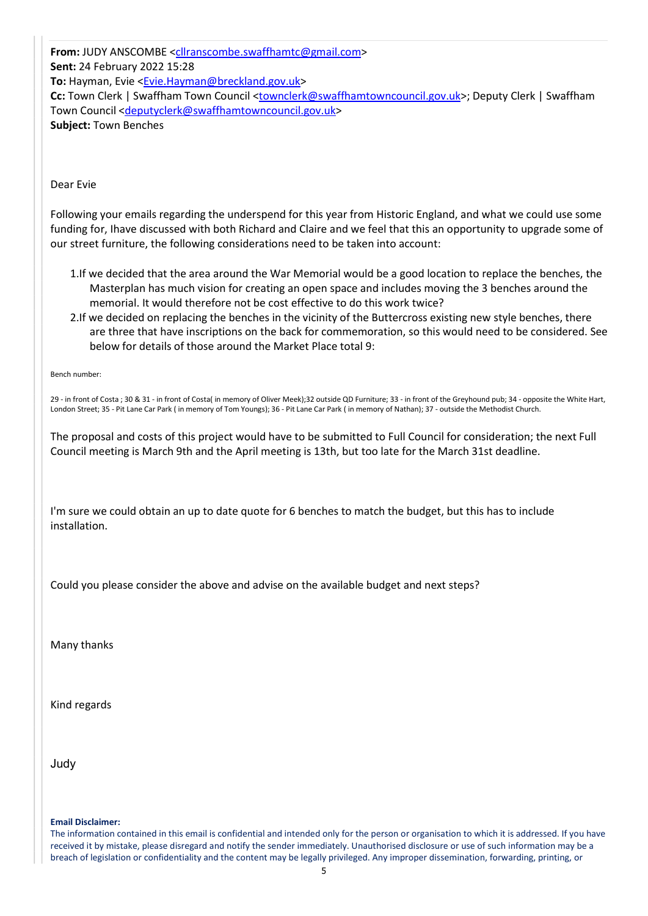**From:** JUDY ANSCOMBE <cllranscombe.swaffhamtc@gmail.com>
**Sent:** 24 February 2022 15:28
**To:** Hayman, Evie <Evie.Hayman@breckland.gov.uk>
**Cc:** Town Clerk | Swaffham Town Council <townclerk@swaffhamtowncouncil.gov.uk>; Deputy Clerk | Swaffham Town Council <deputyclerk@swaffhamtowncouncil.gov.uk>
**Subject:** Town Benches

Dear Evie

Following your emails regarding the underspend for this year from Historic England, and what we could use some funding for, Ihave discussed with both Richard and Claire and we feel that this an opportunity to upgrade some of our street furniture, the following considerations need to be taken into account:

1. If we decided that the area around the War Memorial would be a good location to replace the benches, the Masterplan has much vision for creating an open space and includes moving the 3 benches around the memorial. It would therefore not be cost effective to do this work twice?
2. If we decided on replacing the benches in the vicinity of the Buttercross existing new style benches, there are three that have inscriptions on the back for commemoration, so this would need to be considered. See below for details of those around the Market Place total 9:

Bench number:

29 - in front of Costa ; 30 & 31 - in front of Costa( in memory of Oliver Meek);32 outside QD Furniture; 33 - in front of the Greyhound pub; 34 - opposite the White Hart, London Street; 35 - Pit Lane Car Park ( in memory of Tom Youngs); 36 - Pit Lane Car Park ( in memory of Nathan); 37 - outside the Methodist Church.

The proposal and costs of this project would have to be submitted to Full Council for consideration; the next Full Council meeting is March 9th and the April meeting is 13th, but too late for the March 31st deadline.

I'm sure we could obtain an up to date quote for 6 benches to match the budget, but this has to include installation.

Could you please consider the above and advise on the available budget and next steps?

Many thanks

Kind regards

Judy

**Email Disclaimer:**
The information contained in this email is confidential and intended only for the person or organisation to which it is addressed. If you have received it by mistake, please disregard and notify the sender immediately. Unauthorised disclosure or use of such information may be a breach of legislation or confidentiality and the content may be legally privileged. Any improper dissemination, forwarding, printing, or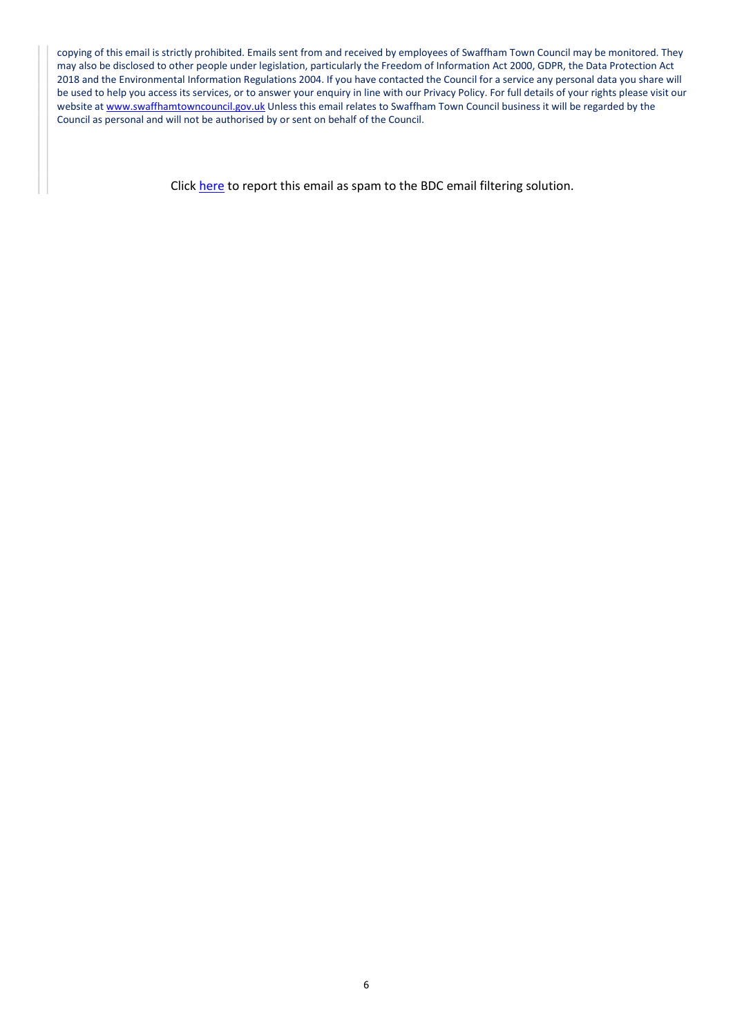copying of this email is strictly prohibited. Emails sent from and received by employees of Swaffham Town Council may be monitored. They may also be disclosed to other people under legislation, particularly the Freedom of Information Act 2000, GDPR, the Data Protection Act 2018 and the Environmental Information Regulations 2004. If you have contacted the Council for a service any personal data you share will be used to help you access its services, or to answer your enquiry in line with our Privacy Policy. For full details of your rights please visit our website at www.swaffhamtowncouncil.gov.uk Unless this email relates to Swaffham Town Council business it will be regarded by the Council as personal and will not be authorised by or sent on behalf of the Council.

Click here to report this email as spam to the BDC email filtering solution.